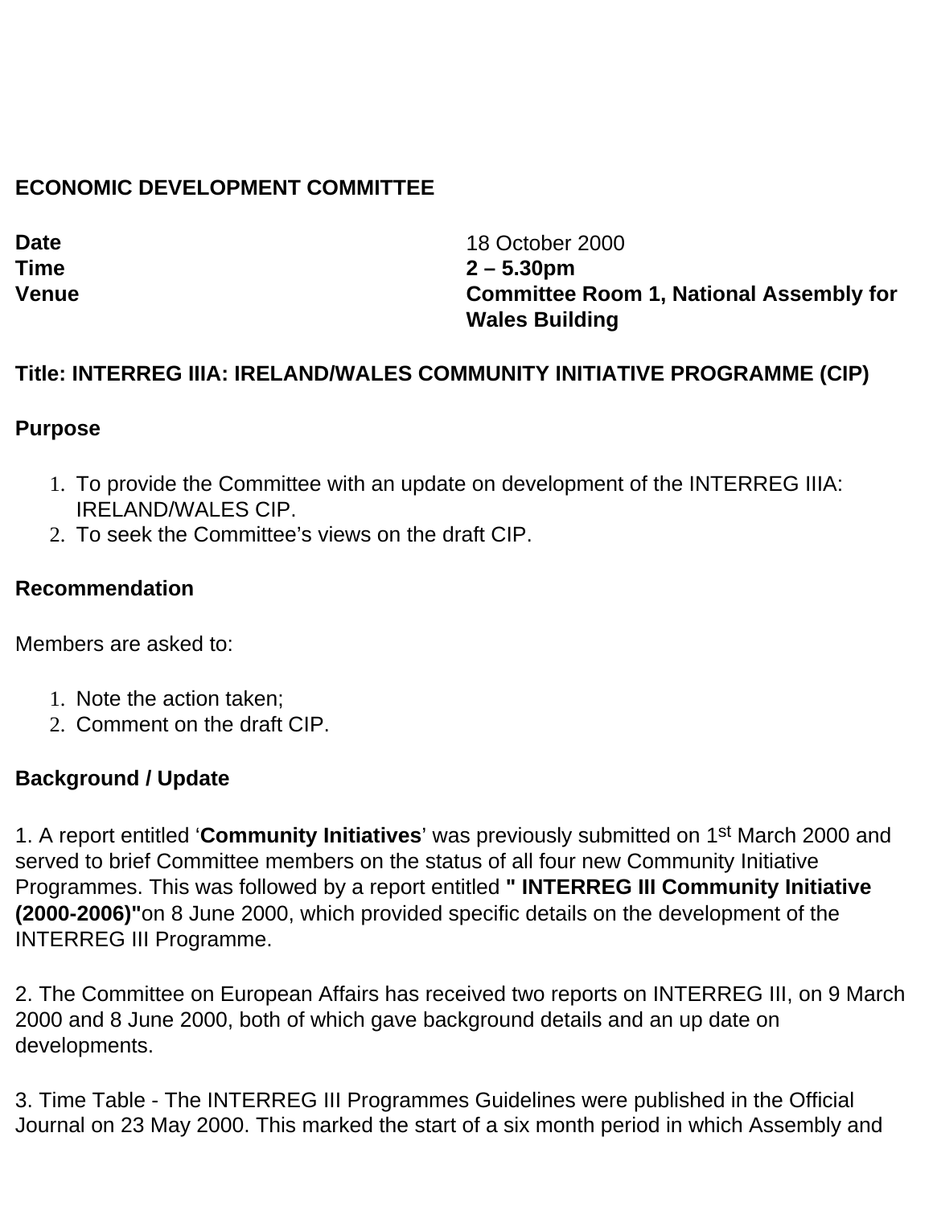**ECONOMIC DEVELOPMENT COMMITTEE**

| | |
|---|---|
| **Date** | 18 October 2000 |
| **Time** | **2 – 5.30pm** |
| **Venue** | **Committee Room 1, National Assembly for Wales Building** |

**Title: INTERREG IIIA: IRELAND/WALES COMMUNITY INITIATIVE PROGRAMME (CIP)**

**Purpose**

1. To provide the Committee with an update on development of the INTERREG IIIA: IRELAND/WALES CIP.
2. To seek the Committee's views on the draft CIP.

**Recommendation**

Members are asked to:

1. Note the action taken;
2. Comment on the draft CIP.

**Background / Update**

1. A report entitled '**Community Initiatives**' was previously submitted on 1st March 2000 and served to brief Committee members on the status of all four new Community Initiative Programmes. This was followed by a report entitled **" INTERREG III Community Initiative (2000-2006)"**on 8 June 2000, which provided specific details on the development of the INTERREG III Programme.

2. The Committee on European Affairs has received two reports on INTERREG III, on 9 March 2000 and 8 June 2000, both of which gave background details and an up date on developments.

3. Time Table - The INTERREG III Programmes Guidelines were published in the Official Journal on 23 May 2000. This marked the start of a six month period in which Assembly and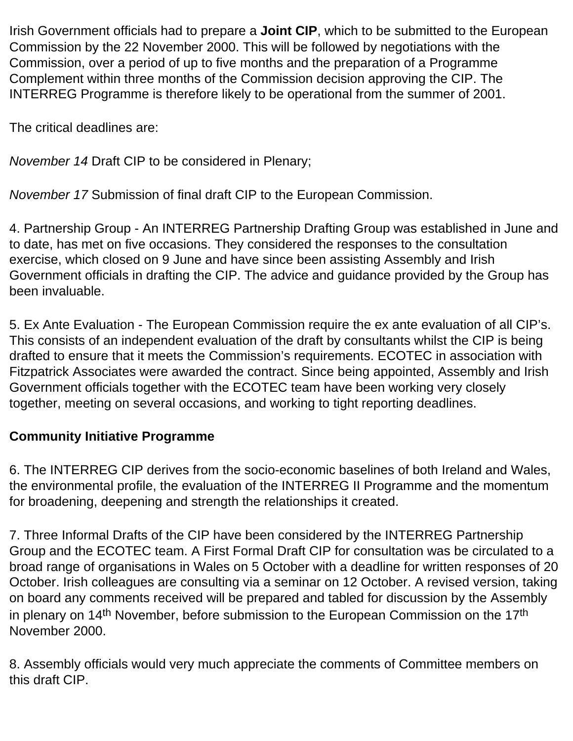Irish Government officials had to prepare a **Joint CIP**, which to be submitted to the European Commission by the 22 November 2000. This will be followed by negotiations with the Commission, over a period of up to five months and the preparation of a Programme Complement within three months of the Commission decision approving the CIP. The INTERREG Programme is therefore likely to be operational from the summer of 2001.

The critical deadlines are:

*November 14* Draft CIP to be considered in Plenary;

*November 17* Submission of final draft CIP to the European Commission.

4. Partnership Group - An INTERREG Partnership Drafting Group was established in June and to date, has met on five occasions. They considered the responses to the consultation exercise, which closed on 9 June and have since been assisting Assembly and Irish Government officials in drafting the CIP. The advice and guidance provided by the Group has been invaluable.

5. Ex Ante Evaluation - The European Commission require the ex ante evaluation of all CIP's. This consists of an independent evaluation of the draft by consultants whilst the CIP is being drafted to ensure that it meets the Commission's requirements. ECOTEC in association with Fitzpatrick Associates were awarded the contract. Since being appointed, Assembly and Irish Government officials together with the ECOTEC team have been working very closely together, meeting on several occasions, and working to tight reporting deadlines.

**Community Initiative Programme**

6. The INTERREG CIP derives from the socio-economic baselines of both Ireland and Wales, the environmental profile, the evaluation of the INTERREG II Programme and the momentum for broadening, deepening and strength the relationships it created.

7. Three Informal Drafts of the CIP have been considered by the INTERREG Partnership Group and the ECOTEC team. A First Formal Draft CIP for consultation was be circulated to a broad range of organisations in Wales on 5 October with a deadline for written responses of 20 October. Irish colleagues are consulting via a seminar on 12 October. A revised version, taking on board any comments received will be prepared and tabled for discussion by the Assembly in plenary on 14th November, before submission to the European Commission on the 17th November 2000.

8. Assembly officials would very much appreciate the comments of Committee members on this draft CIP.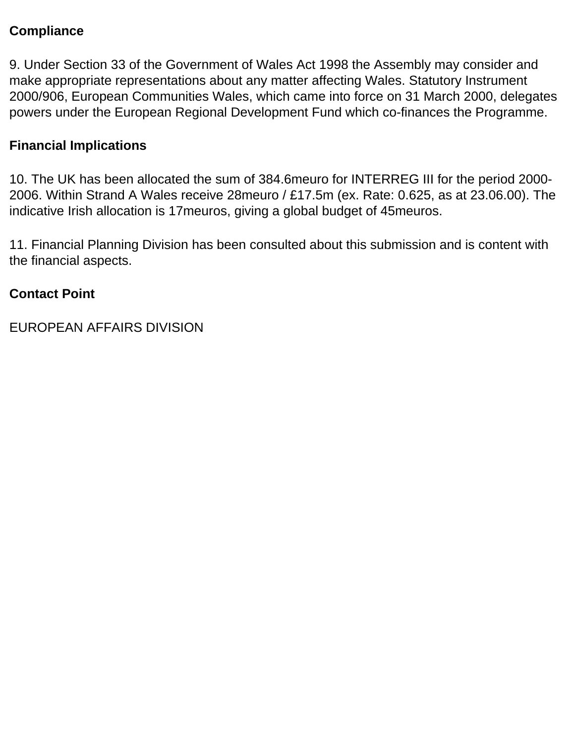**Compliance**

9. Under Section 33 of the Government of Wales Act 1998 the Assembly may consider and make appropriate representations about any matter affecting Wales. Statutory Instrument 2000/906, European Communities Wales, which came into force on 31 March 2000, delegates powers under the European Regional Development Fund which co-finances the Programme.

**Financial Implications**

10. The UK has been allocated the sum of 384.6meuro for INTERREG III for the period 2000-2006. Within Strand A Wales receive 28meuro / £17.5m (ex. Rate: 0.625, as at 23.06.00). The indicative Irish allocation is 17meuros, giving a global budget of 45meuros.

11. Financial Planning Division has been consulted about this submission and is content with the financial aspects.

**Contact Point**

EUROPEAN AFFAIRS DIVISION